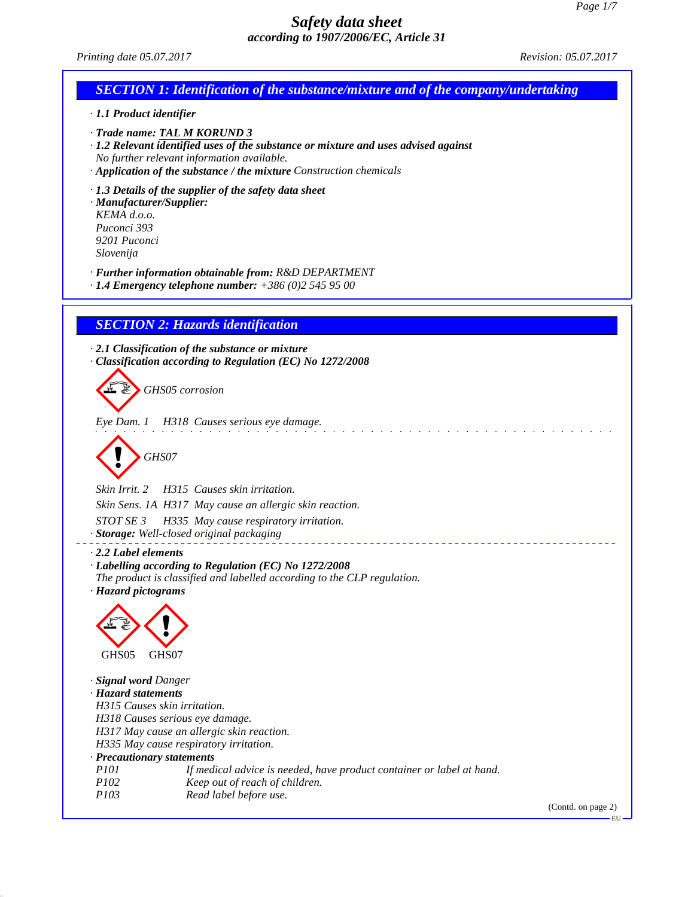# Safety data sheet

**according to 1907/2006/EC, Article 31**

Printing date 05.07.2017 Revision: 05.07.2017

## SECTION 1: Identification of the substance/mixture and of the company/undertaking

· **1.1 Product identifier**

· **Trade name: TAL M KORUND 3**

· **1.2 Relevant identified uses of the substance or mixture and uses advised against**
No further relevant information available.

· **Application of the substance / the mixture** Construction chemicals

· **1.3 Details of the supplier of the safety data sheet**

· **Manufacturer/Supplier:**
KEMA d.o.o.
Puconci 393
9201 Puconci
Slovenija

· **Further information obtainable from:** R&D DEPARTMENT

· **1.4 Emergency telephone number:** +386 (0)2 545 95 00

## SECTION 2: Hazards identification

· **2.1 Classification of the substance or mixture**

· **Classification according to Regulation (EC) No 1272/2008**

GHS05 corrosion

Eye Dam. 1 H318 Causes serious eye damage.

GHS07

Skin Irrit. 2 H315 Causes skin irritation.

Skin Sens. 1A H317 May cause an allergic skin reaction.

STOT SE 3 H335 May cause respiratory irritation.

· **Storage:** Well-closed original packaging

· **2.2 Label elements**

· **Labelling according to Regulation (EC) No 1272/2008**
The product is classified and labelled according to the CLP regulation.

· **Hazard pictograms**

GHS05 GHS07

· **Signal word** Danger

· **Hazard statements**
H315 Causes skin irritation.
H318 Causes serious eye damage.
H317 May cause an allergic skin reaction.
H335 May cause respiratory irritation.

· **Precautionary statements**

| | |
|---|---|
| P101 | If medical advice is needed, have product container or label at hand. |
| P102 | Keep out of reach of children. |
| P103 | Read label before use. |

(Contd. on page 2)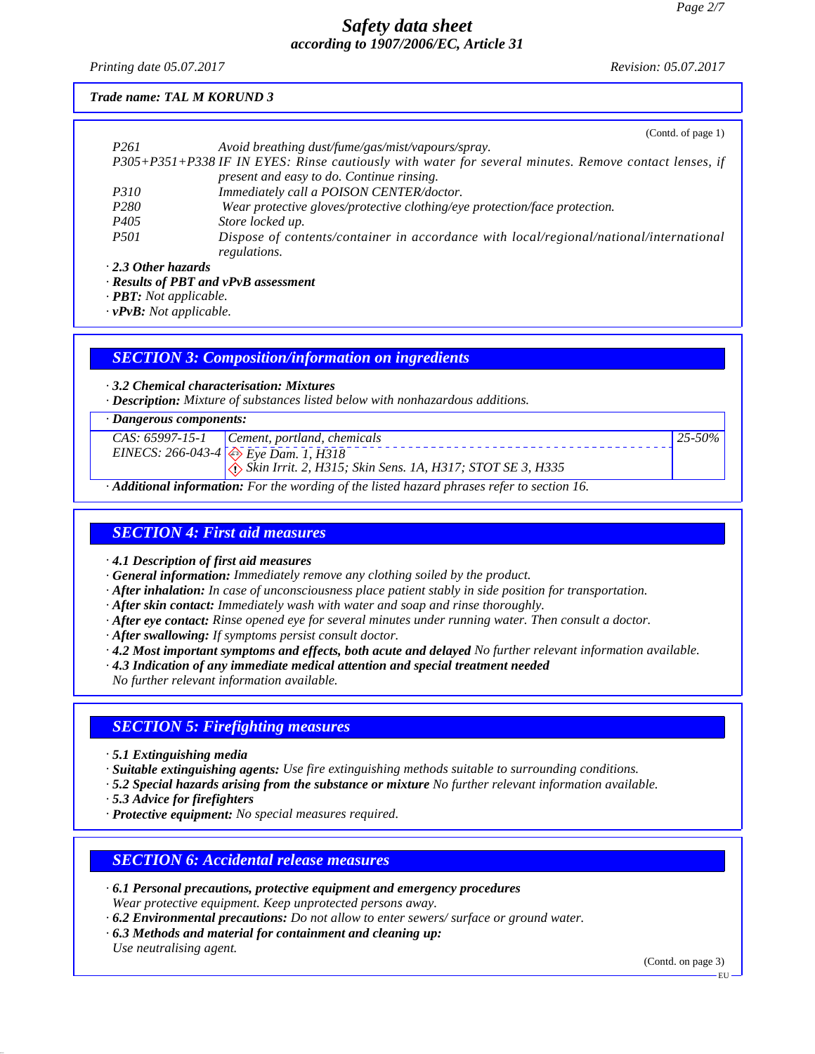*Trade name: TAL M KORUND 3*

(Contd. of page 1)

| | |
|---|---|
| P261 | Avoid breathing dust/fume/gas/mist/vapours/spray. |
| P305+P351+P338 | IF IN EYES: Rinse cautiously with water for several minutes. Remove contact lenses, if present and easy to do. Continue rinsing. |
| P310 | Immediately call a POISON CENTER/doctor. |
| P280 | Wear protective gloves/protective clothing/eye protection/face protection. |
| P405 | Store locked up. |
| P501 | Dispose of contents/container in accordance with local/regional/national/international regulations. |

· **2.3 Other hazards**
· **Results of PBT and vPvB assessment**
· **PBT:** Not applicable.
· **vPvB:** Not applicable.

## SECTION 3: Composition/information on ingredients

· **3.2 Chemical characterisation: Mixtures**
· **Description:** Mixture of substances listed below with nonhazardous additions.

| · Dangerous components: | | |
|---|---|---|
| CAS: 65997-15-1<br>EINECS: 266-043-4 | Cement, portland, chemicals<br>Eye Dam. 1, H318<br>Skin Irrit. 2, H315; Skin Sens. 1A, H317; STOT SE 3, H335 | 25-50% |

· **Additional information:** For the wording of the listed hazard phrases refer to section 16.

## SECTION 4: First aid measures

· **4.1 Description of first aid measures**
· **General information:** Immediately remove any clothing soiled by the product.
· **After inhalation:** In case of unconsciousness place patient stably in side position for transportation.
· **After skin contact:** Immediately wash with water and soap and rinse thoroughly.
· **After eye contact:** Rinse opened eye for several minutes under running water. Then consult a doctor.
· **After swallowing:** If symptoms persist consult doctor.
· **4.2 Most important symptoms and effects, both acute and delayed** No further relevant information available.
· **4.3 Indication of any immediate medical attention and special treatment needed**
No further relevant information available.

## SECTION 5: Firefighting measures

· **5.1 Extinguishing media**
· **Suitable extinguishing agents:** Use fire extinguishing methods suitable to surrounding conditions.
· **5.2 Special hazards arising from the substance or mixture** No further relevant information available.
· **5.3 Advice for firefighters**
· **Protective equipment:** No special measures required.

## SECTION 6: Accidental release measures

· **6.1 Personal precautions, protective equipment and emergency procedures**
Wear protective equipment. Keep unprotected persons away.
· **6.2 Environmental precautions:** Do not allow to enter sewers/ surface or ground water.
· **6.3 Methods and material for containment and cleaning up:**
Use neutralising agent.

(Contd. on page 3)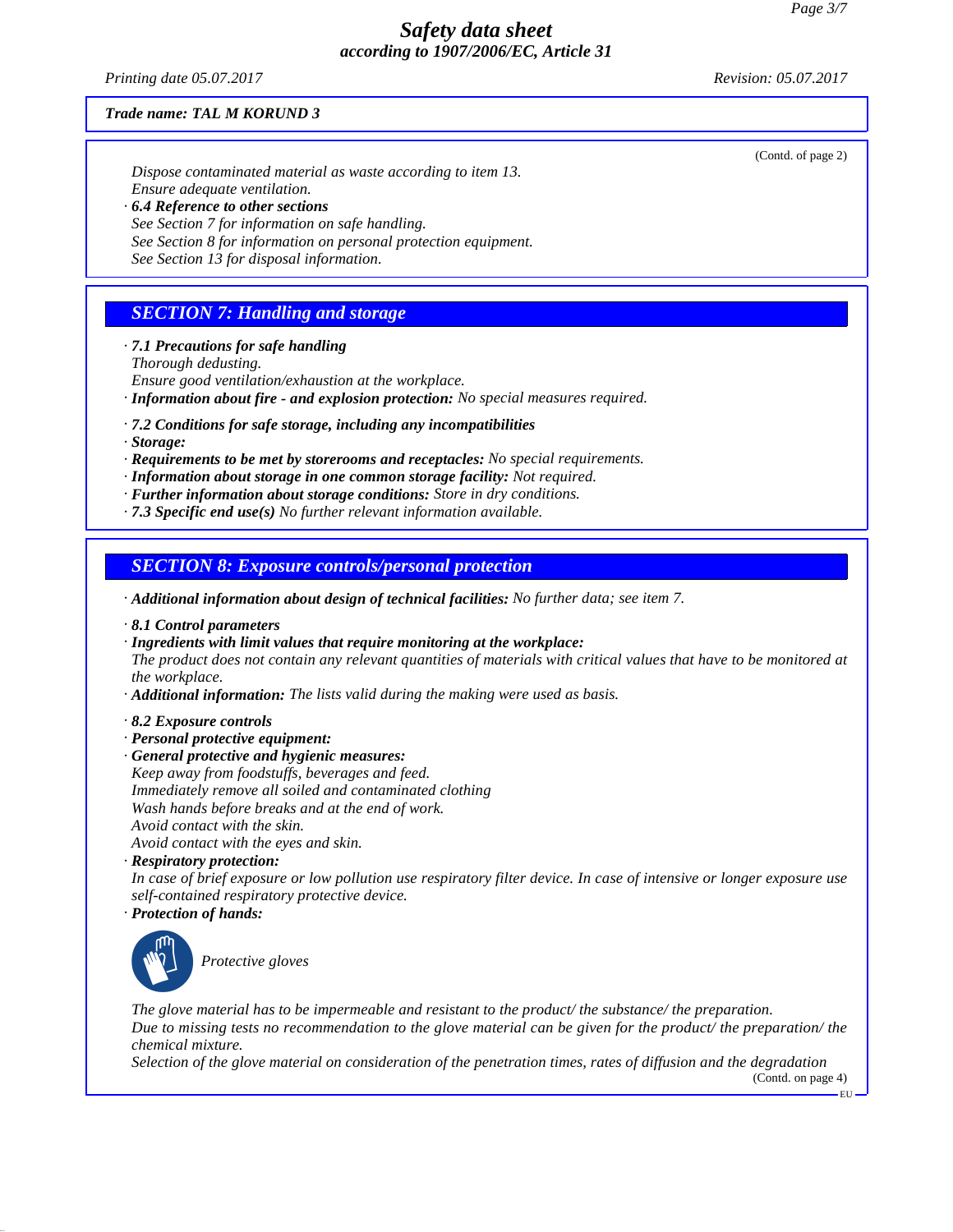**Trade name: TAL M KORUND 3**

(Contd. of page 2)

Dispose contaminated material as waste according to item 13.
Ensure adequate ventilation.

· **6.4 Reference to other sections**
See Section 7 for information on safe handling.
See Section 8 for information on personal protection equipment.
See Section 13 for disposal information.

## SECTION 7: Handling and storage

· **7.1 Precautions for safe handling**
Thorough dedusting.
Ensure good ventilation/exhaustion at the workplace.
· **Information about fire - and explosion protection:** No special measures required.

· **7.2 Conditions for safe storage, including any incompatibilities**
· **Storage:**
· **Requirements to be met by storerooms and receptacles:** No special requirements.
· **Information about storage in one common storage facility:** Not required.
· **Further information about storage conditions:** Store in dry conditions.
· **7.3 Specific end use(s)** No further relevant information available.

## SECTION 8: Exposure controls/personal protection

· **Additional information about design of technical facilities:** No further data; see item 7.

· **8.1 Control parameters**
· **Ingredients with limit values that require monitoring at the workplace:**
The product does not contain any relevant quantities of materials with critical values that have to be monitored at the workplace.
· **Additional information:** The lists valid during the making were used as basis.

· **8.2 Exposure controls**
· **Personal protective equipment:**
· **General protective and hygienic measures:**
Keep away from foodstuffs, beverages and feed.
Immediately remove all soiled and contaminated clothing
Wash hands before breaks and at the end of work.
Avoid contact with the skin.
Avoid contact with the eyes and skin.
· **Respiratory protection:**
In case of brief exposure or low pollution use respiratory filter device. In case of intensive or longer exposure use self-contained respiratory protective device.
· **Protection of hands:**

Protective gloves

The glove material has to be impermeable and resistant to the product/ the substance/ the preparation.
Due to missing tests no recommendation to the glove material can be given for the product/ the preparation/ the chemical mixture.
Selection of the glove material on consideration of the penetration times, rates of diffusion and the degradation

(Contd. on page 4)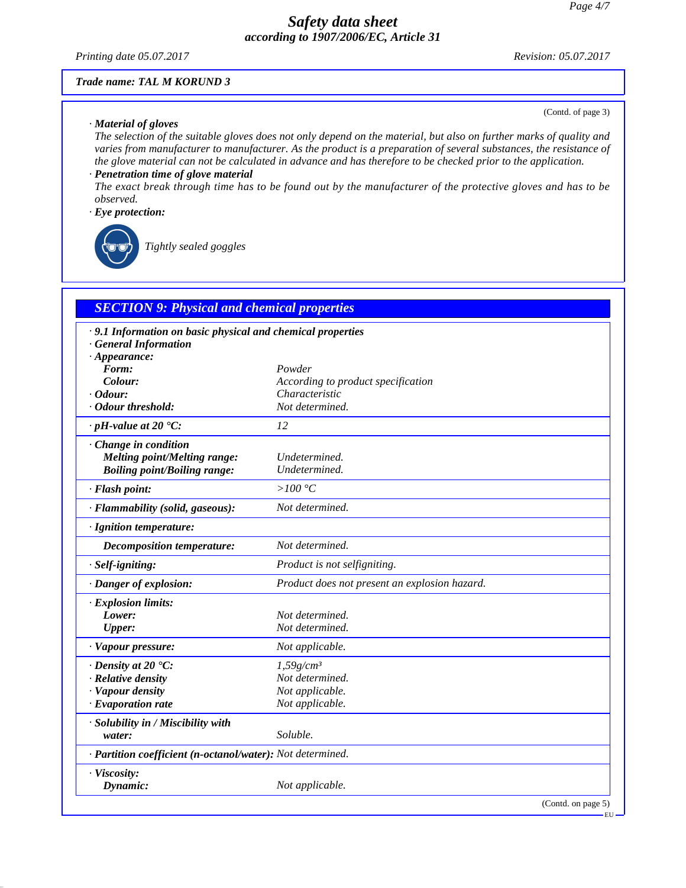**Trade name: TAL M KORUND 3**

(Contd. of page 3)

· **Material of gloves**
The selection of the suitable gloves does not only depend on the material, but also on further marks of quality and varies from manufacturer to manufacturer. As the product is a preparation of several substances, the resistance of the glove material can not be calculated in advance and has therefore to be checked prior to the application.

· **Penetration time of glove material**
The exact break through time has to be found out by the manufacturer of the protective gloves and has to be observed.

· **Eye protection:**

Tightly sealed goggles

## SECTION 9: Physical and chemical properties

· **9.1 Information on basic physical and chemical properties**
· **General Information**

| | |
|---|---|
| · **Appearance:** | |
| **Form:** | Powder |
| **Colour:** | According to product specification |
| · **Odour:** | Characteristic |
| · **Odour threshold:** | Not determined. |
| · **pH-value at 20 °C:** | 12 |
| · **Change in condition** | |
| **Melting point/Melting range:** | Undetermined. |
| **Boiling point/Boiling range:** | Undetermined. |
| · **Flash point:** | >100 °C |
| · **Flammability (solid, gaseous):** | Not determined. |
| · **Ignition temperature:** | |
| **Decomposition temperature:** | Not determined. |
| · **Self-igniting:** | Product is not selfigniting. |
| · **Danger of explosion:** | Product does not present an explosion hazard. |
| · **Explosion limits:** | |
| **Lower:** | Not determined. |
| **Upper:** | Not determined. |
| · **Vapour pressure:** | Not applicable. |
| · **Density at 20 °C:** | 1,59g/cm³ |
| · **Relative density** | Not determined. |
| · **Vapour density** | Not applicable. |
| · **Evaporation rate** | Not applicable. |
| · **Solubility in / Miscibility with** | |
| **water:** | Soluble. |
| · **Partition coefficient (n-octanol/water):** | Not determined. |
| · **Viscosity:** | |
| **Dynamic:** | Not applicable. |

(Contd. on page 5)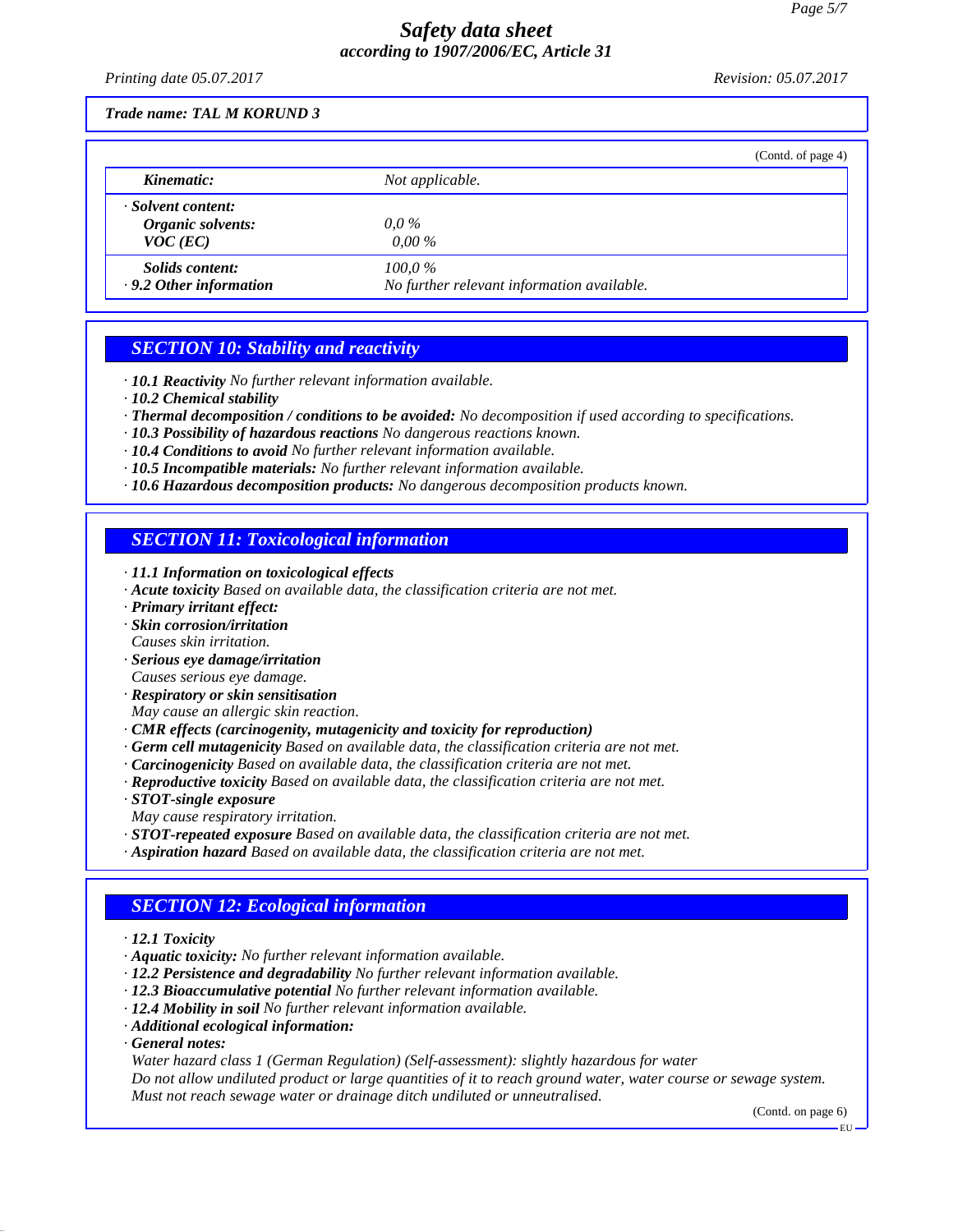Trade name: TAL M KORUND 3

(Contd. of page 4)

| | |
|---|---|
| **Kinematic:** | Not applicable. |
| · **Solvent content:** | |
| **Organic solvents:** | 0,0 % |
| **VOC (EC)** | 0,00 % |
| **Solids content:** | 100,0 % |
| · **9.2 Other information** | No further relevant information available. |

## SECTION 10: Stability and reactivity

· **10.1 Reactivity** No further relevant information available.
· **10.2 Chemical stability**
· **Thermal decomposition / conditions to be avoided:** No decomposition if used according to specifications.
· **10.3 Possibility of hazardous reactions** No dangerous reactions known.
· **10.4 Conditions to avoid** No further relevant information available.
· **10.5 Incompatible materials:** No further relevant information available.
· **10.6 Hazardous decomposition products:** No dangerous decomposition products known.

## SECTION 11: Toxicological information

· **11.1 Information on toxicological effects**
· **Acute toxicity** Based on available data, the classification criteria are not met.
· **Primary irritant effect:**
· **Skin corrosion/irritation**
Causes skin irritation.
· **Serious eye damage/irritation**
Causes serious eye damage.
· **Respiratory or skin sensitisation**
May cause an allergic skin reaction.
· **CMR effects (carcinogenity, mutagenicity and toxicity for reproduction)**
· **Germ cell mutagenicity** Based on available data, the classification criteria are not met.
· **Carcinogenicity** Based on available data, the classification criteria are not met.
· **Reproductive toxicity** Based on available data, the classification criteria are not met.
· **STOT-single exposure**
May cause respiratory irritation.
· **STOT-repeated exposure** Based on available data, the classification criteria are not met.
· **Aspiration hazard** Based on available data, the classification criteria are not met.

## SECTION 12: Ecological information

· **12.1 Toxicity**
· **Aquatic toxicity:** No further relevant information available.
· **12.2 Persistence and degradability** No further relevant information available.
· **12.3 Bioaccumulative potential** No further relevant information available.
· **12.4 Mobility in soil** No further relevant information available.
· **Additional ecological information:**
· **General notes:**
Water hazard class 1 (German Regulation) (Self-assessment): slightly hazardous for water
Do not allow undiluted product or large quantities of it to reach ground water, water course or sewage system.
Must not reach sewage water or drainage ditch undiluted or unneutralised.

(Contd. on page 6)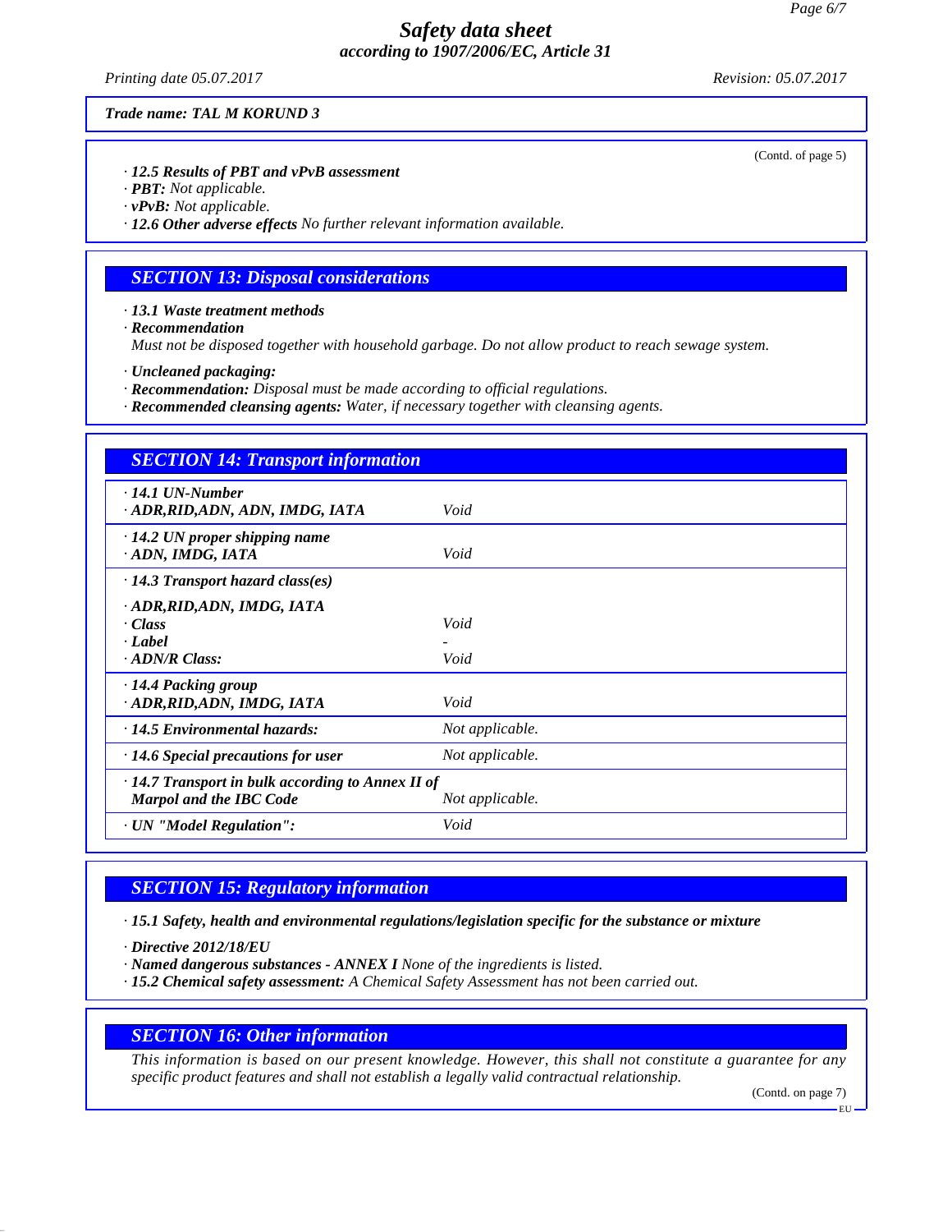**Trade name: TAL M KORUND 3**

(Contd. of page 5)

· **12.5 Results of PBT and vPvB assessment**
· **PBT:** Not applicable.
· **vPvB:** Not applicable.
· **12.6 Other adverse effects** No further relevant information available.

## SECTION 13: Disposal considerations

· **13.1 Waste treatment methods**
· **Recommendation**
Must not be disposed together with household garbage. Do not allow product to reach sewage system.

· **Uncleaned packaging:**
· **Recommendation:** Disposal must be made according to official regulations.
· **Recommended cleansing agents:** Water, if necessary together with cleansing agents.

## SECTION 14: Transport information

| | |
|---|---|
| · **14.1 UN-Number** | |
| · **ADR,RID,ADN, ADN, IMDG, IATA** | Void |
| · **14.2 UN proper shipping name** | |
| · **ADN, IMDG, IATA** | Void |
| · **14.3 Transport hazard class(es)** | |
| · **ADR,RID,ADN, IMDG, IATA** | |
| · **Class** | Void |
| · **Label** | - |
| · **ADN/R Class:** | Void |
| · **14.4 Packing group** | |
| · **ADR,RID,ADN, IMDG, IATA** | Void |
| · **14.5 Environmental hazards:** | Not applicable. |
| · **14.6 Special precautions for user** | Not applicable. |
| · **14.7 Transport in bulk according to Annex II of Marpol and the IBC Code** | Not applicable. |
| · **UN "Model Regulation":** | Void |

## SECTION 15: Regulatory information

· **15.1 Safety, health and environmental regulations/legislation specific for the substance or mixture**

· **Directive 2012/18/EU**
· **Named dangerous substances - ANNEX I** None of the ingredients is listed.
· **15.2 Chemical safety assessment:** A Chemical Safety Assessment has not been carried out.

## SECTION 16: Other information

This information is based on our present knowledge. However, this shall not constitute a guarantee for any specific product features and shall not establish a legally valid contractual relationship.

(Contd. on page 7)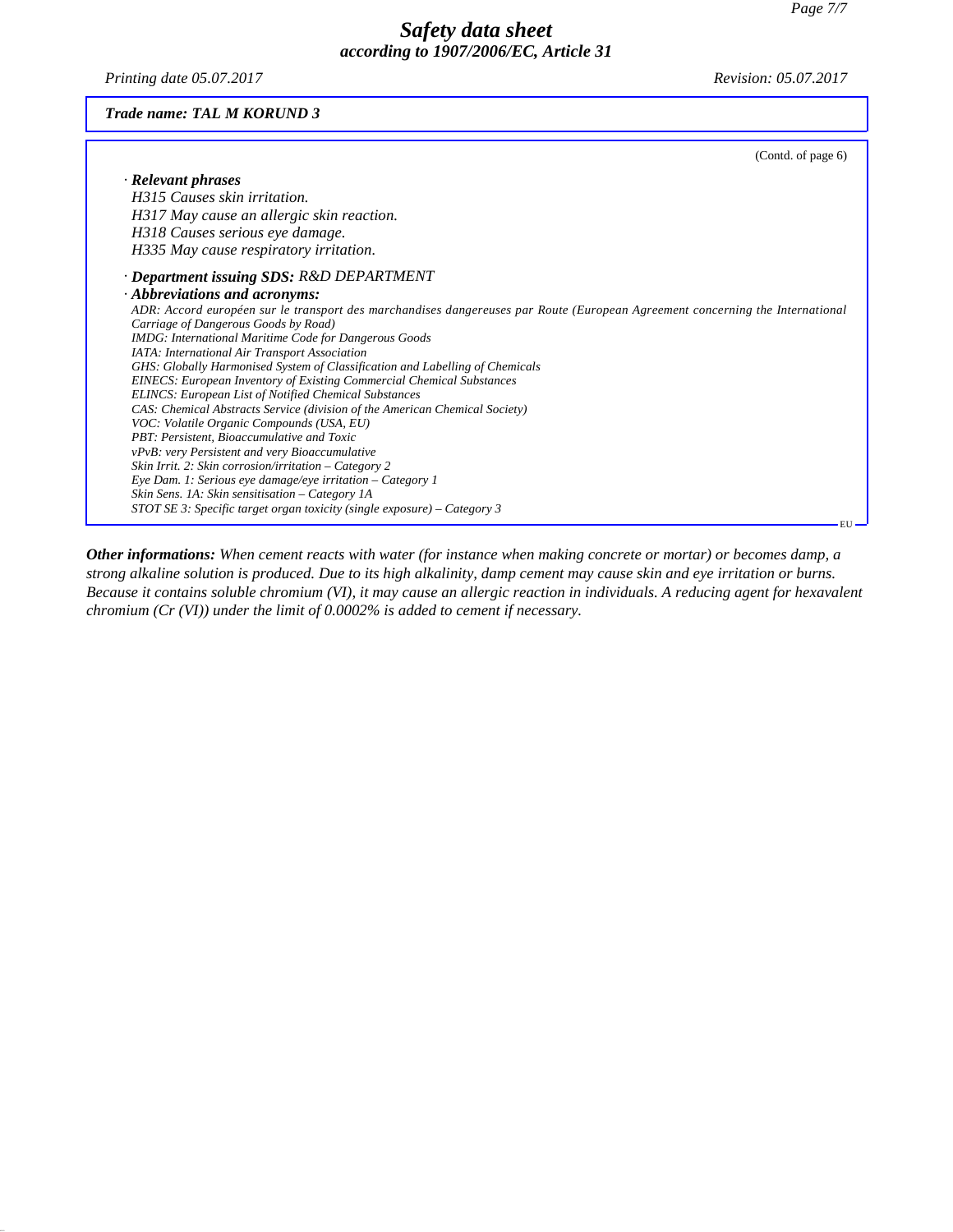# Safety data sheet
## according to 1907/2006/EC, Article 31

*Printing date 05.07.2017* *Revision: 05.07.2017*

***Trade name: TAL M KORUND 3***

(Contd. of page 6)

· ***Relevant phrases***

*H315 Causes skin irritation.*
*H317 May cause an allergic skin reaction.*
*H318 Causes serious eye damage.*
*H335 May cause respiratory irritation.*

· ***Department issuing SDS:*** *R&D DEPARTMENT*

· ***Abbreviations and acronyms:***

*ADR: Accord européen sur le transport des marchandises dangereuses par Route (European Agreement concerning the International Carriage of Dangerous Goods by Road)*
*IMDG: International Maritime Code for Dangerous Goods*
*IATA: International Air Transport Association*
*GHS: Globally Harmonised System of Classification and Labelling of Chemicals*
*EINECS: European Inventory of Existing Commercial Chemical Substances*
*ELINCS: European List of Notified Chemical Substances*
*CAS: Chemical Abstracts Service (division of the American Chemical Society)*
*VOC: Volatile Organic Compounds (USA, EU)*
*PBT: Persistent, Bioaccumulative and Toxic*
*vPvB: very Persistent and very Bioaccumulative*
*Skin Irrit. 2: Skin corrosion/irritation – Category 2*
*Eye Dam. 1: Serious eye damage/eye irritation – Category 1*
*Skin Sens. 1A: Skin sensitisation – Category 1A*
*STOT SE 3: Specific target organ toxicity (single exposure) – Category 3*

EU

***Other informations:*** *When cement reacts with water (for instance when making concrete or mortar) or becomes damp, a strong alkaline solution is produced. Due to its high alkalinity, damp cement may cause skin and eye irritation or burns. Because it contains soluble chromium (VI), it may cause an allergic reaction in individuals. A reducing agent for hexavalent chromium (Cr (VI)) under the limit of 0.0002% is added to cement if necessary.*